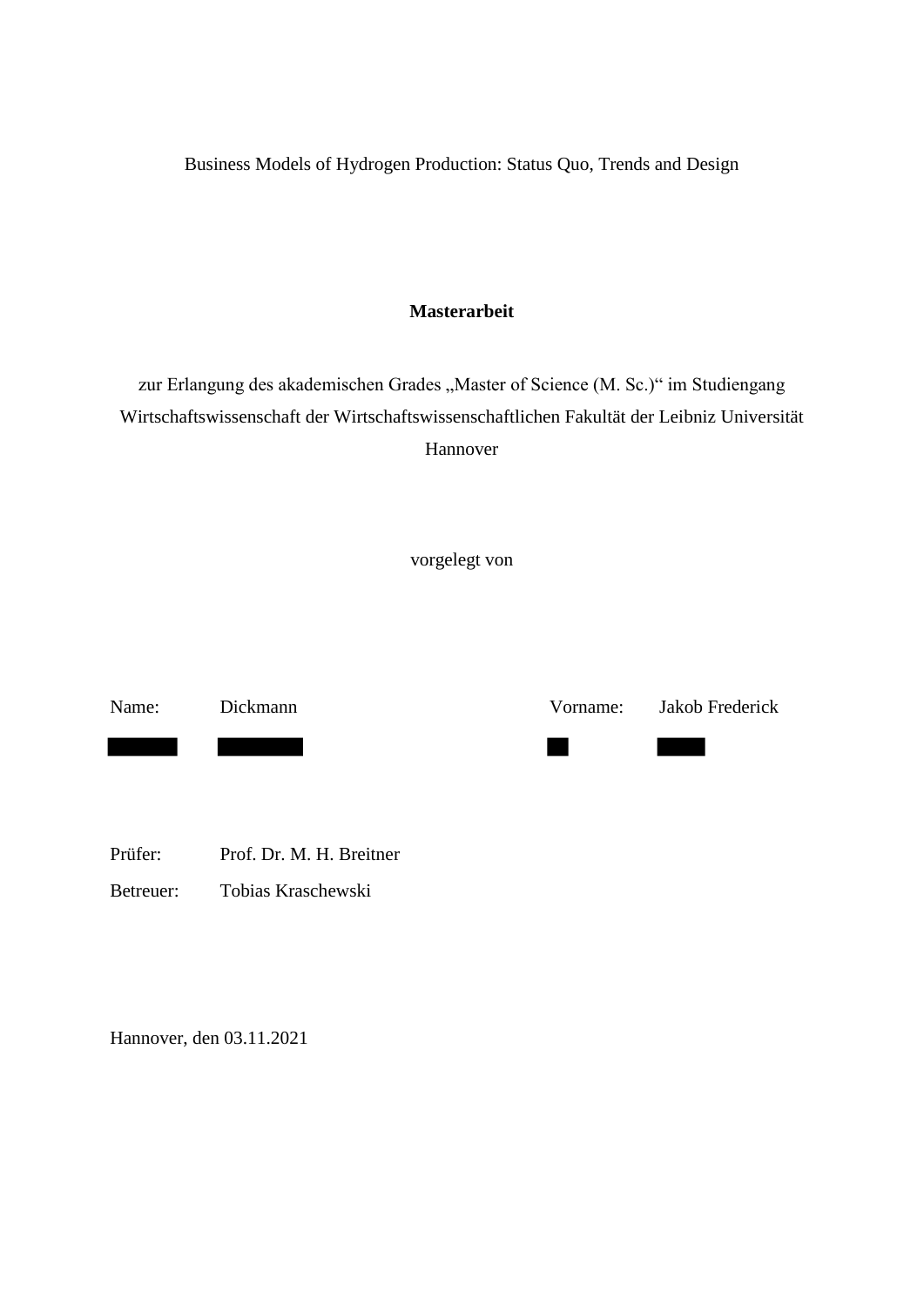Business Models of Hydrogen Production: Status Quo, Trends and Design

**Masterarbeit**

zur Erlangung des akademischen Grades „Master of Science (M. Sc.)“ im Studiengang Wirtschaftswissenschaft der Wirtschaftswissenschaftlichen Fakultät der Leibniz Universität Hannover

vorgelegt von

| | | | |
|---|---|---|---|
| Name: | Dickmann | Vorname: | Jakob Frederick |

| | |
|---|---|
| Prüfer: | Prof. Dr. M. H. Breitner |
| Betreuer: | Tobias Kraschewski |

Hannover, den 03.11.2021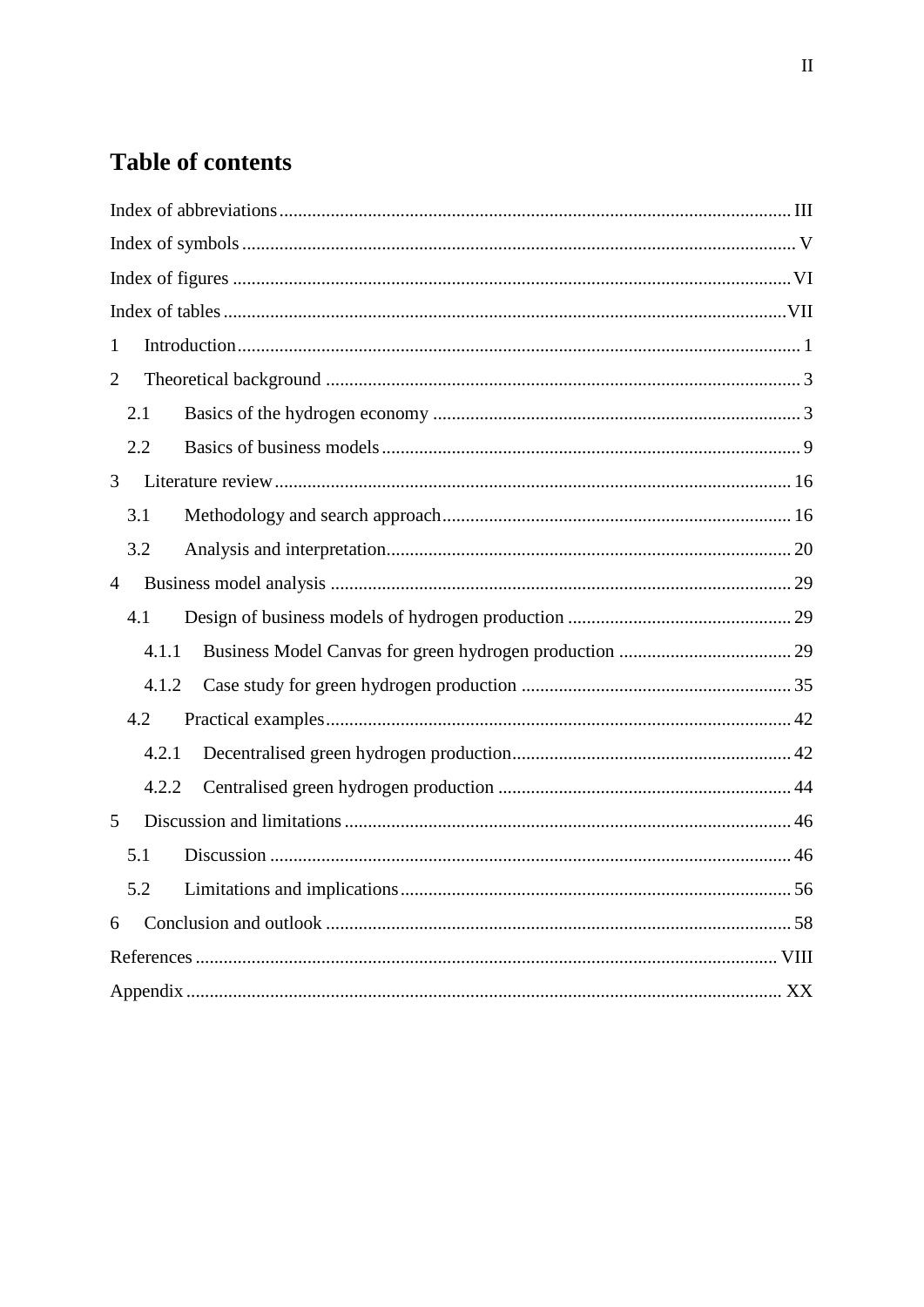# Table of contents

Index of abbreviations ..... III

Index of symbols ..... V

Index of figures ..... VI

Index of tables ..... VII

1 Introduction ..... 1

2 Theoretical background ..... 3

- 2.1 Basics of the hydrogen economy ..... 3
- 2.2 Basics of business models ..... 9

3 Literature review ..... 16

- 3.1 Methodology and search approach ..... 16
- 3.2 Analysis and interpretation ..... 20

4 Business model analysis ..... 29

- 4.1 Design of business models of hydrogen production ..... 29
  - 4.1.1 Business Model Canvas for green hydrogen production ..... 29
  - 4.1.2 Case study for green hydrogen production ..... 35
- 4.2 Practical examples ..... 42
  - 4.2.1 Decentralised green hydrogen production ..... 42
  - 4.2.2 Centralised green hydrogen production ..... 44

5 Discussion and limitations ..... 46

- 5.1 Discussion ..... 46
- 5.2 Limitations and implications ..... 56

6 Conclusion and outlook ..... 58

References ..... VIII

Appendix ..... XX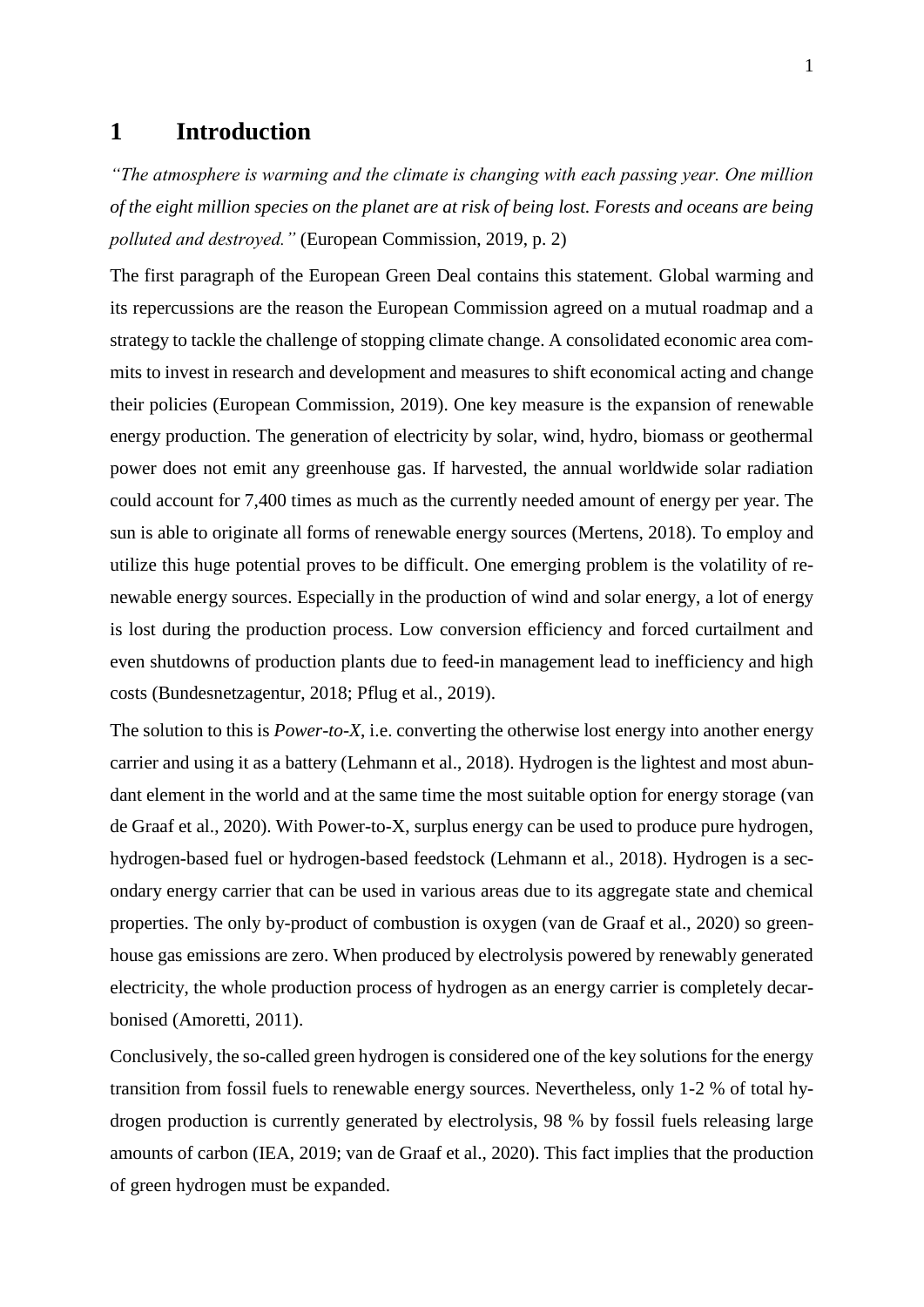# 1 Introduction

*"The atmosphere is warming and the climate is changing with each passing year. One million of the eight million species on the planet are at risk of being lost. Forests and oceans are being polluted and destroyed."* (European Commission, 2019, p. 2)

The first paragraph of the European Green Deal contains this statement. Global warming and its repercussions are the reason the European Commission agreed on a mutual roadmap and a strategy to tackle the challenge of stopping climate change. A consolidated economic area commits to invest in research and development and measures to shift economical acting and change their policies (European Commission, 2019). One key measure is the expansion of renewable energy production. The generation of electricity by solar, wind, hydro, biomass or geothermal power does not emit any greenhouse gas. If harvested, the annual worldwide solar radiation could account for 7,400 times as much as the currently needed amount of energy per year. The sun is able to originate all forms of renewable energy sources (Mertens, 2018). To employ and utilize this huge potential proves to be difficult. One emerging problem is the volatility of renewable energy sources. Especially in the production of wind and solar energy, a lot of energy is lost during the production process. Low conversion efficiency and forced curtailment and even shutdowns of production plants due to feed-in management lead to inefficiency and high costs (Bundesnetzagentur, 2018; Pflug et al., 2019).

The solution to this is *Power-to-X*, i.e. converting the otherwise lost energy into another energy carrier and using it as a battery (Lehmann et al., 2018). Hydrogen is the lightest and most abundant element in the world and at the same time the most suitable option for energy storage (van de Graaf et al., 2020). With Power-to-X, surplus energy can be used to produce pure hydrogen, hydrogen-based fuel or hydrogen-based feedstock (Lehmann et al., 2018). Hydrogen is a secondary energy carrier that can be used in various areas due to its aggregate state and chemical properties. The only by-product of combustion is oxygen (van de Graaf et al., 2020) so greenhouse gas emissions are zero. When produced by electrolysis powered by renewably generated electricity, the whole production process of hydrogen as an energy carrier is completely decarbonised (Amoretti, 2011).

Conclusively, the so-called green hydrogen is considered one of the key solutions for the energy transition from fossil fuels to renewable energy sources. Nevertheless, only 1-2 % of total hydrogen production is currently generated by electrolysis, 98 % by fossil fuels releasing large amounts of carbon (IEA, 2019; van de Graaf et al., 2020). This fact implies that the production of green hydrogen must be expanded.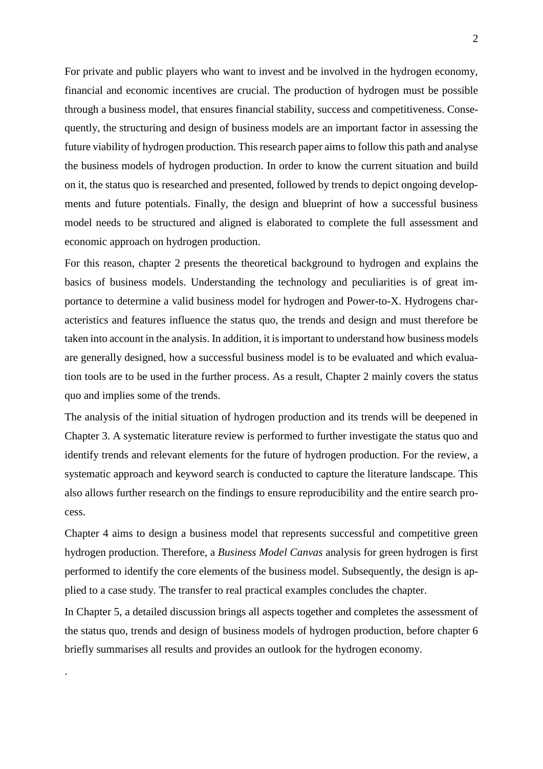For private and public players who want to invest and be involved in the hydrogen economy, financial and economic incentives are crucial. The production of hydrogen must be possible through a business model, that ensures financial stability, success and competitiveness. Consequently, the structuring and design of business models are an important factor in assessing the future viability of hydrogen production. This research paper aims to follow this path and analyse the business models of hydrogen production. In order to know the current situation and build on it, the status quo is researched and presented, followed by trends to depict ongoing developments and future potentials. Finally, the design and blueprint of how a successful business model needs to be structured and aligned is elaborated to complete the full assessment and economic approach on hydrogen production.

For this reason, chapter 2 presents the theoretical background to hydrogen and explains the basics of business models. Understanding the technology and peculiarities is of great importance to determine a valid business model for hydrogen and Power-to-X. Hydrogens characteristics and features influence the status quo, the trends and design and must therefore be taken into account in the analysis. In addition, it is important to understand how business models are generally designed, how a successful business model is to be evaluated and which evaluation tools are to be used in the further process. As a result, Chapter 2 mainly covers the status quo and implies some of the trends.

The analysis of the initial situation of hydrogen production and its trends will be deepened in Chapter 3. A systematic literature review is performed to further investigate the status quo and identify trends and relevant elements for the future of hydrogen production. For the review, a systematic approach and keyword search is conducted to capture the literature landscape. This also allows further research on the findings to ensure reproducibility and the entire search process.

Chapter 4 aims to design a business model that represents successful and competitive green hydrogen production. Therefore, a *Business Model Canvas* analysis for green hydrogen is first performed to identify the core elements of the business model. Subsequently, the design is applied to a case study. The transfer to real practical examples concludes the chapter.

In Chapter 5, a detailed discussion brings all aspects together and completes the assessment of the status quo, trends and design of business models of hydrogen production, before chapter 6 briefly summarises all results and provides an outlook for the hydrogen economy.

.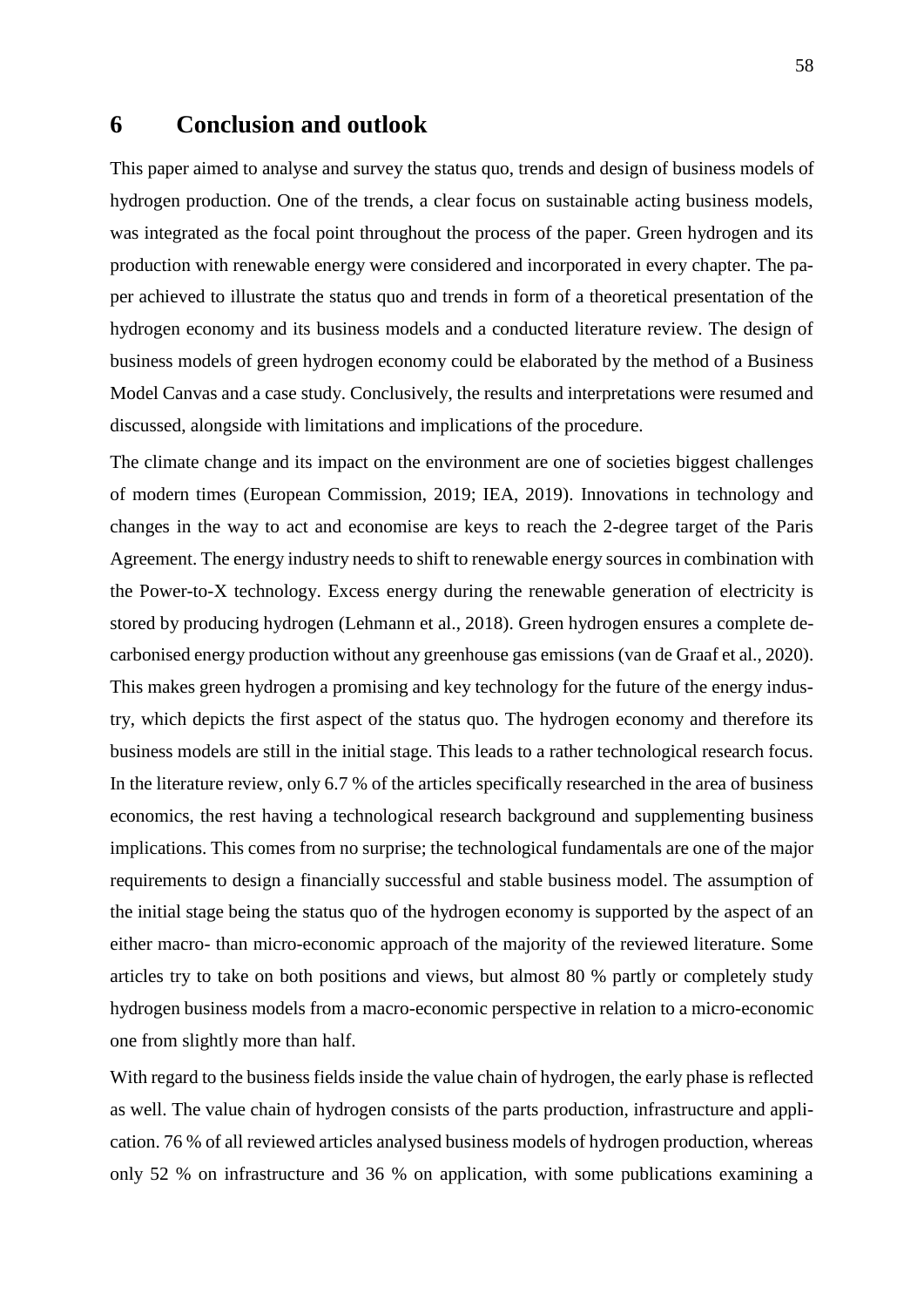# 6 Conclusion and outlook

This paper aimed to analyse and survey the status quo, trends and design of business models of hydrogen production. One of the trends, a clear focus on sustainable acting business models, was integrated as the focal point throughout the process of the paper. Green hydrogen and its production with renewable energy were considered and incorporated in every chapter. The paper achieved to illustrate the status quo and trends in form of a theoretical presentation of the hydrogen economy and its business models and a conducted literature review. The design of business models of green hydrogen economy could be elaborated by the method of a Business Model Canvas and a case study. Conclusively, the results and interpretations were resumed and discussed, alongside with limitations and implications of the procedure.

The climate change and its impact on the environment are one of societies biggest challenges of modern times (European Commission, 2019; IEA, 2019). Innovations in technology and changes in the way to act and economise are keys to reach the 2-degree target of the Paris Agreement. The energy industry needs to shift to renewable energy sources in combination with the Power-to-X technology. Excess energy during the renewable generation of electricity is stored by producing hydrogen (Lehmann et al., 2018). Green hydrogen ensures a complete decarbonised energy production without any greenhouse gas emissions (van de Graaf et al., 2020). This makes green hydrogen a promising and key technology for the future of the energy industry, which depicts the first aspect of the status quo. The hydrogen economy and therefore its business models are still in the initial stage. This leads to a rather technological research focus. In the literature review, only 6.7 % of the articles specifically researched in the area of business economics, the rest having a technological research background and supplementing business implications. This comes from no surprise; the technological fundamentals are one of the major requirements to design a financially successful and stable business model. The assumption of the initial stage being the status quo of the hydrogen economy is supported by the aspect of an either macro- than micro-economic approach of the majority of the reviewed literature. Some articles try to take on both positions and views, but almost 80 % partly or completely study hydrogen business models from a macro-economic perspective in relation to a micro-economic one from slightly more than half.

With regard to the business fields inside the value chain of hydrogen, the early phase is reflected as well. The value chain of hydrogen consists of the parts production, infrastructure and application. 76 % of all reviewed articles analysed business models of hydrogen production, whereas only 52 % on infrastructure and 36 % on application, with some publications examining a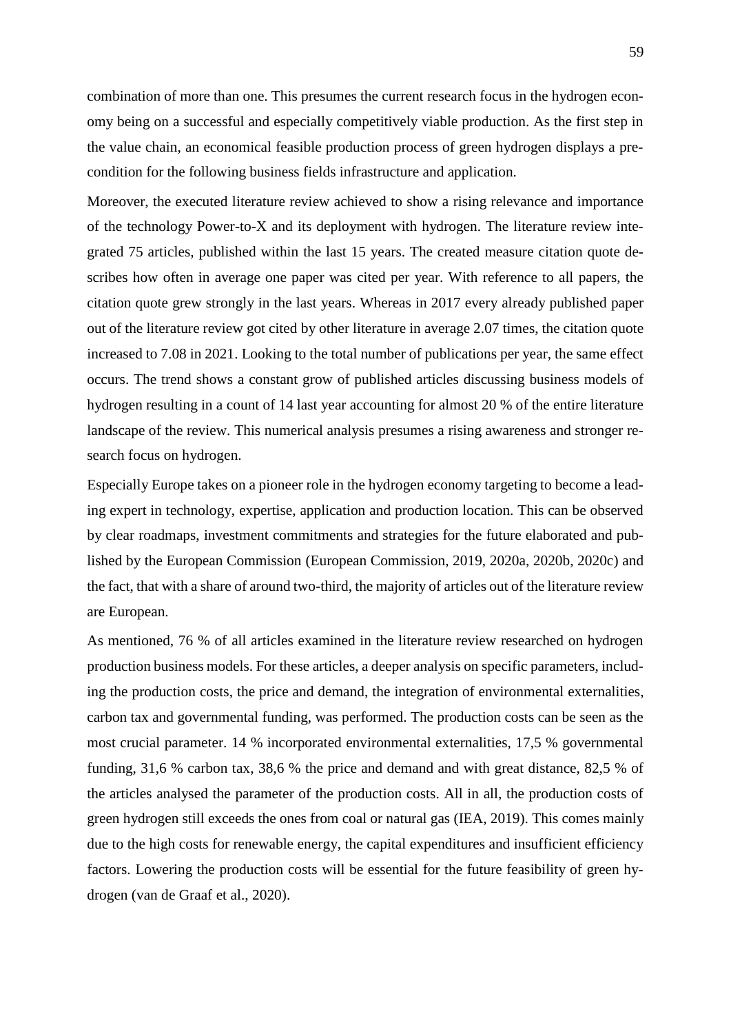combination of more than one. This presumes the current research focus in the hydrogen economy being on a successful and especially competitively viable production. As the first step in the value chain, an economical feasible production process of green hydrogen displays a precondition for the following business fields infrastructure and application.

Moreover, the executed literature review achieved to show a rising relevance and importance of the technology Power-to-X and its deployment with hydrogen. The literature review integrated 75 articles, published within the last 15 years. The created measure citation quote describes how often in average one paper was cited per year. With reference to all papers, the citation quote grew strongly in the last years. Whereas in 2017 every already published paper out of the literature review got cited by other literature in average 2.07 times, the citation quote increased to 7.08 in 2021. Looking to the total number of publications per year, the same effect occurs. The trend shows a constant grow of published articles discussing business models of hydrogen resulting in a count of 14 last year accounting for almost 20 % of the entire literature landscape of the review. This numerical analysis presumes a rising awareness and stronger research focus on hydrogen.

Especially Europe takes on a pioneer role in the hydrogen economy targeting to become a leading expert in technology, expertise, application and production location. This can be observed by clear roadmaps, investment commitments and strategies for the future elaborated and published by the European Commission (European Commission, 2019, 2020a, 2020b, 2020c) and the fact, that with a share of around two-third, the majority of articles out of the literature review are European.

As mentioned, 76 % of all articles examined in the literature review researched on hydrogen production business models. For these articles, a deeper analysis on specific parameters, including the production costs, the price and demand, the integration of environmental externalities, carbon tax and governmental funding, was performed. The production costs can be seen as the most crucial parameter. 14 % incorporated environmental externalities, 17,5 % governmental funding, 31,6 % carbon tax, 38,6 % the price and demand and with great distance, 82,5 % of the articles analysed the parameter of the production costs. All in all, the production costs of green hydrogen still exceeds the ones from coal or natural gas (IEA, 2019). This comes mainly due to the high costs for renewable energy, the capital expenditures and insufficient efficiency factors. Lowering the production costs will be essential for the future feasibility of green hydrogen (van de Graaf et al., 2020).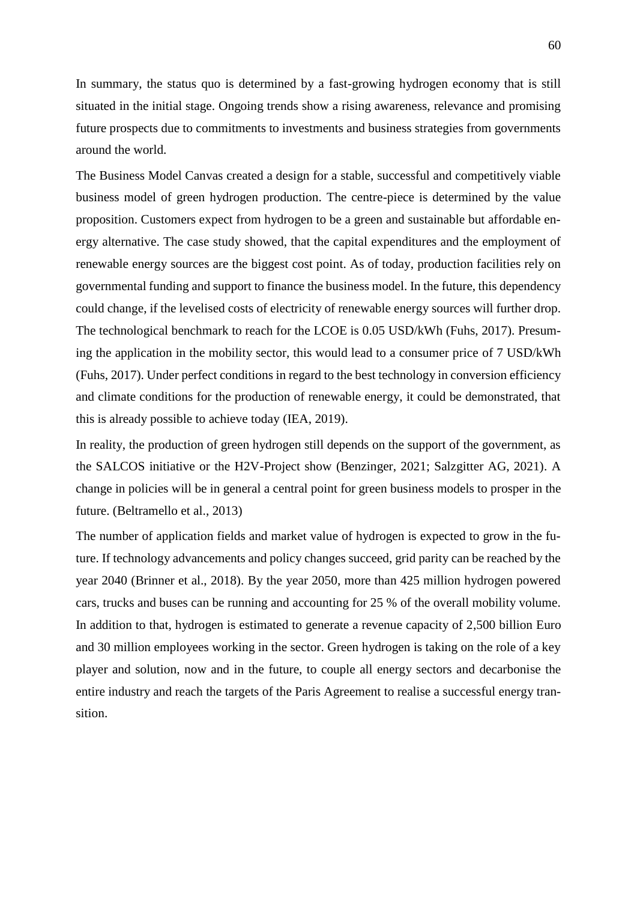In summary, the status quo is determined by a fast-growing hydrogen economy that is still situated in the initial stage. Ongoing trends show a rising awareness, relevance and promising future prospects due to commitments to investments and business strategies from governments around the world.

The Business Model Canvas created a design for a stable, successful and competitively viable business model of green hydrogen production. The centre-piece is determined by the value proposition. Customers expect from hydrogen to be a green and sustainable but affordable energy alternative. The case study showed, that the capital expenditures and the employment of renewable energy sources are the biggest cost point. As of today, production facilities rely on governmental funding and support to finance the business model. In the future, this dependency could change, if the levelised costs of electricity of renewable energy sources will further drop. The technological benchmark to reach for the LCOE is 0.05 USD/kWh (Fuhs, 2017). Presuming the application in the mobility sector, this would lead to a consumer price of 7 USD/kWh (Fuhs, 2017). Under perfect conditions in regard to the best technology in conversion efficiency and climate conditions for the production of renewable energy, it could be demonstrated, that this is already possible to achieve today (IEA, 2019).

In reality, the production of green hydrogen still depends on the support of the government, as the SALCOS initiative or the H2V-Project show (Benzinger, 2021; Salzgitter AG, 2021). A change in policies will be in general a central point for green business models to prosper in the future. (Beltramello et al., 2013)

The number of application fields and market value of hydrogen is expected to grow in the future. If technology advancements and policy changes succeed, grid parity can be reached by the year 2040 (Brinner et al., 2018). By the year 2050, more than 425 million hydrogen powered cars, trucks and buses can be running and accounting for 25 % of the overall mobility volume. In addition to that, hydrogen is estimated to generate a revenue capacity of 2,500 billion Euro and 30 million employees working in the sector. Green hydrogen is taking on the role of a key player and solution, now and in the future, to couple all energy sectors and decarbonise the entire industry and reach the targets of the Paris Agreement to realise a successful energy transition.